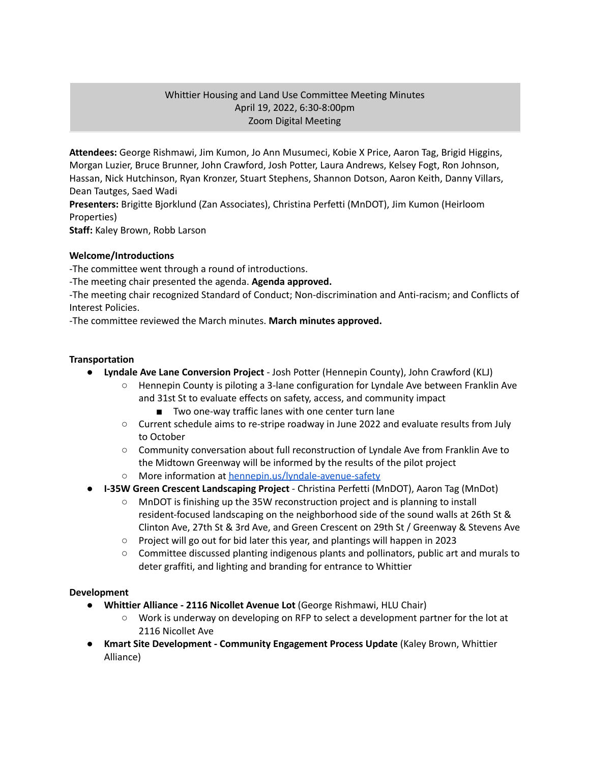Whittier Housing and Land Use Committee Meeting Minutes
April 19, 2022, 6:30-8:00pm
Zoom Digital Meeting

**Attendees:** George Rishmawi, Jim Kumon, Jo Ann Musumeci, Kobie X Price, Aaron Tag, Brigid Higgins, Morgan Luzier, Bruce Brunner, John Crawford, Josh Potter, Laura Andrews, Kelsey Fogt, Ron Johnson, Hassan, Nick Hutchinson, Ryan Kronzer, Stuart Stephens, Shannon Dotson, Aaron Keith, Danny Villars, Dean Tautges, Saed Wadi
**Presenters:** Brigitte Bjorklund (Zan Associates), Christina Perfetti (MnDOT), Jim Kumon (Heirloom Properties)
**Staff:** Kaley Brown, Robb Larson

**Welcome/Introductions**

-The committee went through a round of introductions.
-The meeting chair presented the agenda. **Agenda approved.**
-The meeting chair recognized Standard of Conduct; Non-discrimination and Anti-racism; and Conflicts of Interest Policies.
-The committee reviewed the March minutes. **March minutes approved.**

**Transportation**

- **Lyndale Ave Lane Conversion Project** - Josh Potter (Hennepin County), John Crawford (KLJ)
  - Hennepin County is piloting a 3-lane configuration for Lyndale Ave between Franklin Ave and 31st St to evaluate effects on safety, access, and community impact
    - Two one-way traffic lanes with one center turn lane
  - Current schedule aims to re-stripe roadway in June 2022 and evaluate results from July to October
  - Community conversation about full reconstruction of Lyndale Ave from Franklin Ave to the Midtown Greenway will be informed by the results of the pilot project
  - More information at [hennepin.us/lyndale-avenue-safety](hennepin.us/lyndale-avenue-safety)
- **I-35W Green Crescent Landscaping Project** - Christina Perfetti (MnDOT), Aaron Tag (MnDot)
  - MnDOT is finishing up the 35W reconstruction project and is planning to install resident-focused landscaping on the neighborhood side of the sound walls at 26th St & Clinton Ave, 27th St & 3rd Ave, and Green Crescent on 29th St / Greenway & Stevens Ave
  - Project will go out for bid later this year, and plantings will happen in 2023
  - Committee discussed planting indigenous plants and pollinators, public art and murals to deter graffiti, and lighting and branding for entrance to Whittier

**Development**

- **Whittier Alliance - 2116 Nicollet Avenue Lot** (George Rishmawi, HLU Chair)
  - Work is underway on developing on RFP to select a development partner for the lot at 2116 Nicollet Ave
- **Kmart Site Development - Community Engagement Process Update** (Kaley Brown, Whittier Alliance)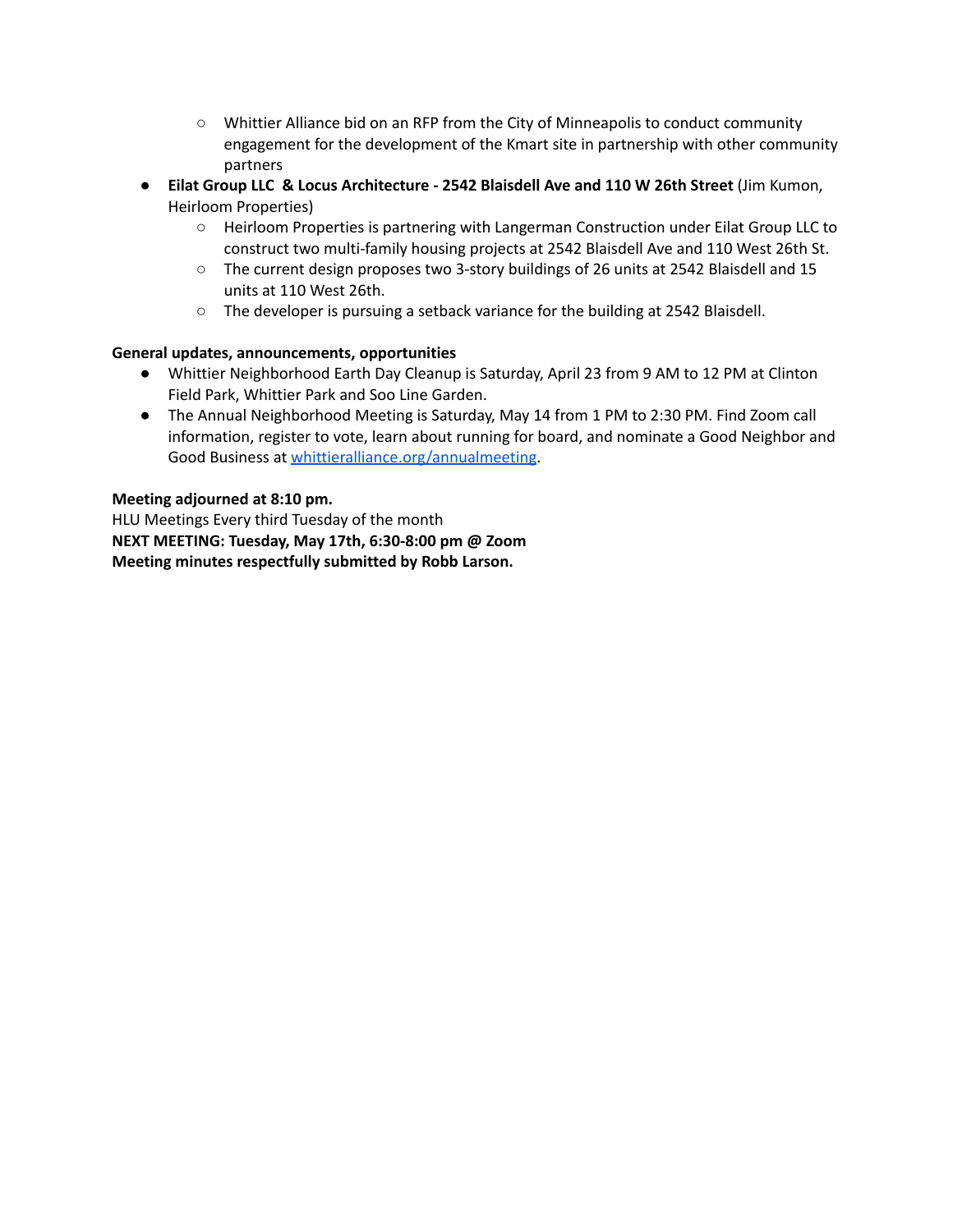- Whittier Alliance bid on an RFP from the City of Minneapolis to conduct community engagement for the development of the Kmart site in partnership with other community partners
- **Eilat Group LLC & Locus Architecture - 2542 Blaisdell Ave and 110 W 26th Street** (Jim Kumon, Heirloom Properties)
    - Heirloom Properties is partnering with Langerman Construction under Eilat Group LLC to construct two multi-family housing projects at 2542 Blaisdell Ave and 110 West 26th St.
    - The current design proposes two 3-story buildings of 26 units at 2542 Blaisdell and 15 units at 110 West 26th.
    - The developer is pursuing a setback variance for the building at 2542 Blaisdell.

**General updates, announcements, opportunities**

- Whittier Neighborhood Earth Day Cleanup is Saturday, April 23 from 9 AM to 12 PM at Clinton Field Park, Whittier Park and Soo Line Garden.
- The Annual Neighborhood Meeting is Saturday, May 14 from 1 PM to 2:30 PM. Find Zoom call information, register to vote, learn about running for board, and nominate a Good Neighbor and Good Business at [whittieralliance.org/annualmeeting](https://whittieralliance.org/annualmeeting).

**Meeting adjourned at 8:10 pm.**
HLU Meetings Every third Tuesday of the month
**NEXT MEETING: Tuesday, May 17th, 6:30-8:00 pm @ Zoom**
**Meeting minutes respectfully submitted by Robb Larson.**